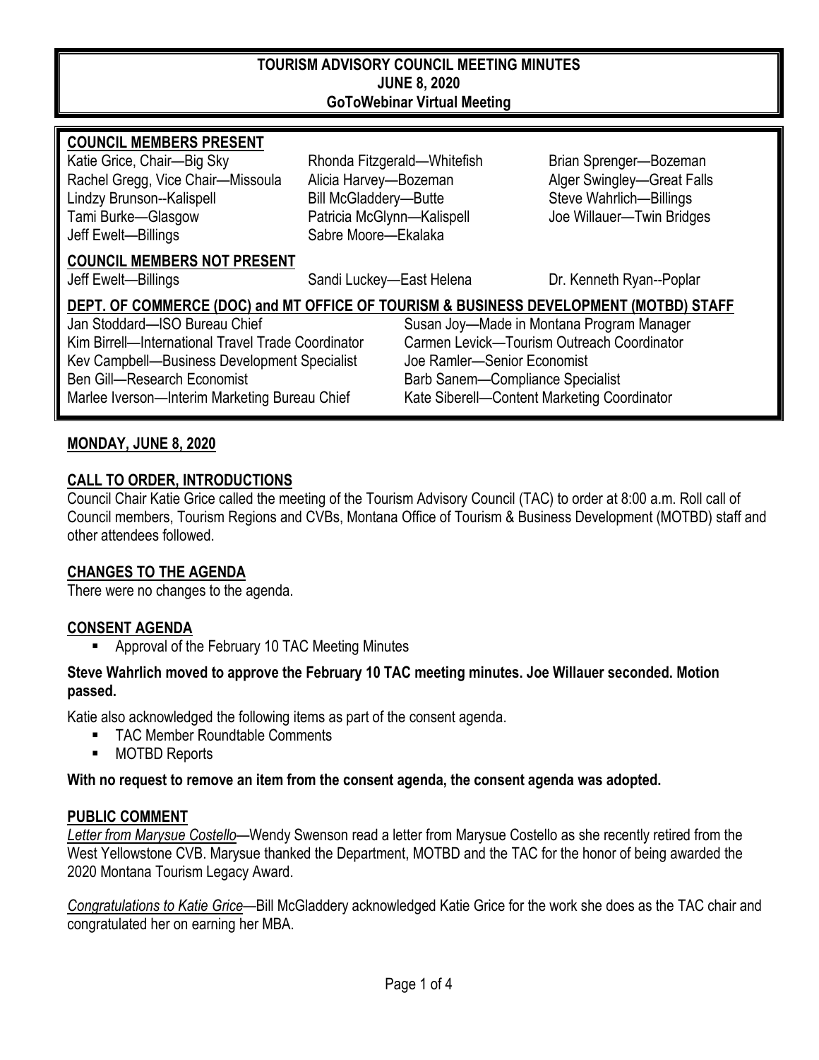# TOURISM ADVISORY COUNCIL MEETING MINUTES
## JUNE 8, 2020
### GoToWebinar Virtual Meeting

**COUNCIL MEMBERS PRESENT**

| | | |
|---|---|---|
| Katie Grice, Chair—Big Sky | Rhonda Fitzgerald—Whitefish | Brian Sprenger—Bozeman |
| Rachel Gregg, Vice Chair—Missoula | Alicia Harvey—Bozeman | Alger Swingley—Great Falls |
| Lindzy Brunson--Kalispell | Bill McGladdery—Butte | Steve Wahrlich—Billings |
| Tami Burke—Glasgow | Patricia McGlynn—Kalispell | Joe Willauer—Twin Bridges |
| Jeff Ewelt—Billings | Sabre Moore—Ekalaka | |

**COUNCIL MEMBERS NOT PRESENT**

| | | |
|---|---|---|
| Jeff Ewelt—Billings | Sandi Luckey—East Helena | Dr. Kenneth Ryan--Poplar |

**DEPT. OF COMMERCE (DOC) and MT OFFICE OF TOURISM & BUSINESS DEVELOPMENT (MOTBD) STAFF**

| | |
|---|---|
| Jan Stoddard—ISO Bureau Chief | Susan Joy—Made in Montana Program Manager |
| Kim Birrell—International Travel Trade Coordinator | Carmen Levick—Tourism Outreach Coordinator |
| Kev Campbell—Business Development Specialist | Joe Ramler—Senior Economist |
| Ben Gill—Research Economist | Barb Sanem—Compliance Specialist |
| Marlee Iverson—Interim Marketing Bureau Chief | Kate Siberell—Content Marketing Coordinator |

## MONDAY, JUNE 8, 2020

## CALL TO ORDER, INTRODUCTIONS

Council Chair Katie Grice called the meeting of the Tourism Advisory Council (TAC) to order at 8:00 a.m. Roll call of Council members, Tourism Regions and CVBs, Montana Office of Tourism & Business Development (MOTBD) staff and other attendees followed.

## CHANGES TO THE AGENDA

There were no changes to the agenda.

## CONSENT AGENDA

- Approval of the February 10 TAC Meeting Minutes

**Steve Wahrlich moved to approve the February 10 TAC meeting minutes. Joe Willauer seconded. Motion passed.**

Katie also acknowledged the following items as part of the consent agenda.

- TAC Member Roundtable Comments
- MOTBD Reports

**With no request to remove an item from the consent agenda, the consent agenda was adopted.**

## PUBLIC COMMENT

*Letter from Marysue Costello*—Wendy Swenson read a letter from Marysue Costello as she recently retired from the West Yellowstone CVB. Marysue thanked the Department, MOTBD and the TAC for the honor of being awarded the 2020 Montana Tourism Legacy Award.

*Congratulations to Katie Grice*—Bill McGladdery acknowledged Katie Grice for the work she does as the TAC chair and congratulated her on earning her MBA.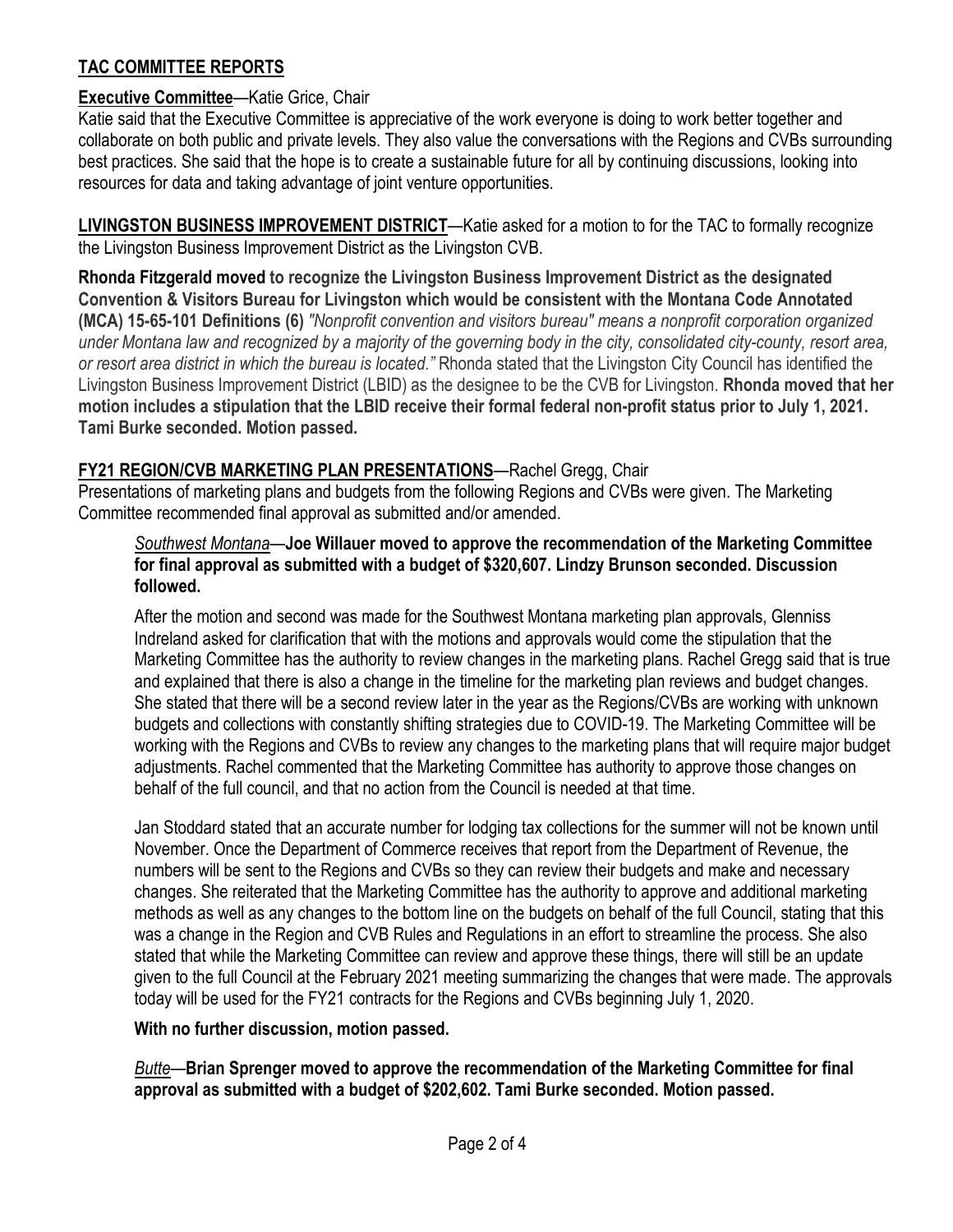## **TAC COMMITTEE REPORTS**

**Executive Committee**—Katie Grice, Chair

Katie said that the Executive Committee is appreciative of the work everyone is doing to work better together and collaborate on both public and private levels. They also value the conversations with the Regions and CVBs surrounding best practices. She said that the hope is to create a sustainable future for all by continuing discussions, looking into resources for data and taking advantage of joint venture opportunities.

**LIVINGSTON BUSINESS IMPROVEMENT DISTRICT**—Katie asked for a motion to for the TAC to formally recognize the Livingston Business Improvement District as the Livingston CVB.

**Rhonda Fitzgerald moved to recognize the Livingston Business Improvement District as the designated Convention & Visitors Bureau for Livingston which would be consistent with the Montana Code Annotated (MCA) 15-65-101 Definitions (6)** *"Nonprofit convention and visitors bureau" means a nonprofit corporation organized under Montana law and recognized by a majority of the governing body in the city, consolidated city-county, resort area, or resort area district in which the bureau is located."* Rhonda stated that the Livingston City Council has identified the Livingston Business Improvement District (LBID) as the designee to be the CVB for Livingston. **Rhonda moved that her motion includes a stipulation that the LBID receive their formal federal non-profit status prior to July 1, 2021. Tami Burke seconded. Motion passed.**

**FY21 REGION/CVB MARKETING PLAN PRESENTATIONS**—Rachel Gregg, Chair

Presentations of marketing plans and budgets from the following Regions and CVBs were given. The Marketing Committee recommended final approval as submitted and/or amended.

> *Southwest Montana*—**Joe Willauer moved to approve the recommendation of the Marketing Committee for final approval as submitted with a budget of $320,607. Lindzy Brunson seconded. Discussion followed.**
>
> After the motion and second was made for the Southwest Montana marketing plan approvals, Glenniss Indreland asked for clarification that with the motions and approvals would come the stipulation that the Marketing Committee has the authority to review changes in the marketing plans. Rachel Gregg said that is true and explained that there is also a change in the timeline for the marketing plan reviews and budget changes. She stated that there will be a second review later in the year as the Regions/CVBs are working with unknown budgets and collections with constantly shifting strategies due to COVID-19. The Marketing Committee will be working with the Regions and CVBs to review any changes to the marketing plans that will require major budget adjustments. Rachel commented that the Marketing Committee has authority to approve those changes on behalf of the full council, and that no action from the Council is needed at that time.
>
> Jan Stoddard stated that an accurate number for lodging tax collections for the summer will not be known until November. Once the Department of Commerce receives that report from the Department of Revenue, the numbers will be sent to the Regions and CVBs so they can review their budgets and make and necessary changes. She reiterated that the Marketing Committee has the authority to approve and additional marketing methods as well as any changes to the bottom line on the budgets on behalf of the full Council, stating that this was a change in the Region and CVB Rules and Regulations in an effort to streamline the process. She also stated that while the Marketing Committee can review and approve these things, there will still be an update given to the full Council at the February 2021 meeting summarizing the changes that were made. The approvals today will be used for the FY21 contracts for the Regions and CVBs beginning July 1, 2020.
>
> **With no further discussion, motion passed.**
>
> *Butte*—**Brian Sprenger moved to approve the recommendation of the Marketing Committee for final approval as submitted with a budget of $202,602. Tami Burke seconded. Motion passed.**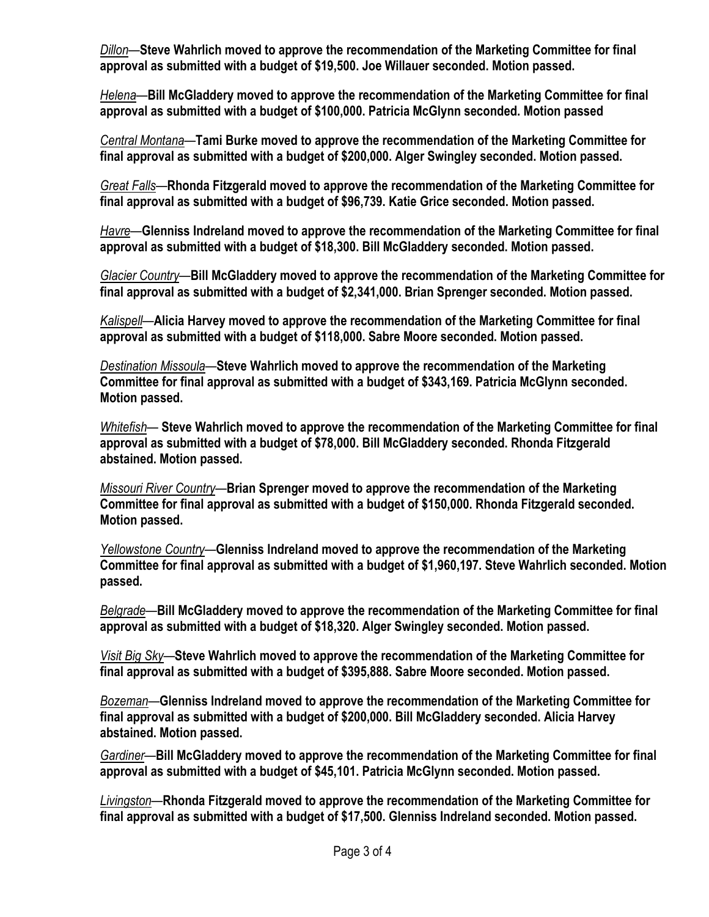*Dillon*—**Steve Wahrlich moved to approve the recommendation of the Marketing Committee for final approval as submitted with a budget of $19,500. Joe Willauer seconded. Motion passed.**

*Helena*—**Bill McGladdery moved to approve the recommendation of the Marketing Committee for final approval as submitted with a budget of $100,000. Patricia McGlynn seconded. Motion passed**

*Central Montana*—**Tami Burke moved to approve the recommendation of the Marketing Committee for final approval as submitted with a budget of $200,000. Alger Swingley seconded. Motion passed.**

*Great Falls*—**Rhonda Fitzgerald moved to approve the recommendation of the Marketing Committee for final approval as submitted with a budget of $96,739. Katie Grice seconded. Motion passed.**

*Havre*—**Glenniss Indreland moved to approve the recommendation of the Marketing Committee for final approval as submitted with a budget of $18,300. Bill McGladdery seconded. Motion passed.**

*Glacier Country*—**Bill McGladdery moved to approve the recommendation of the Marketing Committee for final approval as submitted with a budget of $2,341,000. Brian Sprenger seconded. Motion passed.**

*Kalispell*—**Alicia Harvey moved to approve the recommendation of the Marketing Committee for final approval as submitted with a budget of $118,000. Sabre Moore seconded. Motion passed.**

*Destination Missoula*—**Steve Wahrlich moved to approve the recommendation of the Marketing Committee for final approval as submitted with a budget of $343,169. Patricia McGlynn seconded. Motion passed.**

*Whitefish*— **Steve Wahrlich moved to approve the recommendation of the Marketing Committee for final approval as submitted with a budget of $78,000. Bill McGladdery seconded. Rhonda Fitzgerald abstained. Motion passed.**

*Missouri River Country*—**Brian Sprenger moved to approve the recommendation of the Marketing Committee for final approval as submitted with a budget of $150,000. Rhonda Fitzgerald seconded. Motion passed.**

*Yellowstone Country*—**Glenniss Indreland moved to approve the recommendation of the Marketing Committee for final approval as submitted with a budget of $1,960,197. Steve Wahrlich seconded. Motion passed.**

*Belgrade*—**Bill McGladdery moved to approve the recommendation of the Marketing Committee for final approval as submitted with a budget of $18,320. Alger Swingley seconded. Motion passed.**

*Visit Big Sky*—**Steve Wahrlich moved to approve the recommendation of the Marketing Committee for final approval as submitted with a budget of $395,888. Sabre Moore seconded. Motion passed.**

*Bozeman*—**Glenniss Indreland moved to approve the recommendation of the Marketing Committee for final approval as submitted with a budget of $200,000. Bill McGladdery seconded. Alicia Harvey abstained. Motion passed.**

*Gardiner*—**Bill McGladdery moved to approve the recommendation of the Marketing Committee for final approval as submitted with a budget of $45,101. Patricia McGlynn seconded. Motion passed.**

*Livingston*—**Rhonda Fitzgerald moved to approve the recommendation of the Marketing Committee for final approval as submitted with a budget of $17,500. Glenniss Indreland seconded. Motion passed.**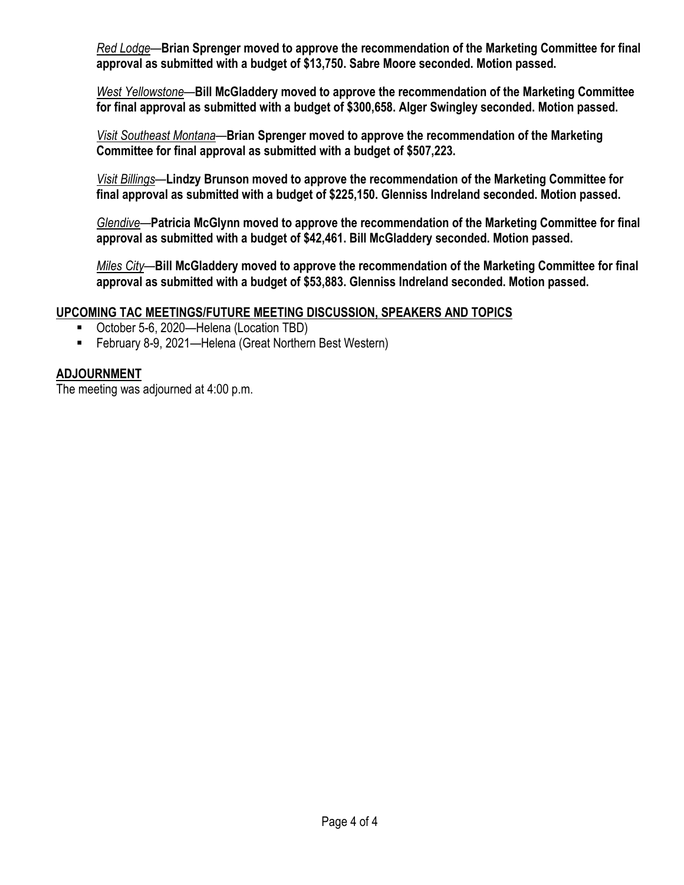*Red Lodge*—**Brian Sprenger moved to approve the recommendation of the Marketing Committee for final approval as submitted with a budget of $13,750. Sabre Moore seconded. Motion passed.**

*West Yellowstone*—**Bill McGladdery moved to approve the recommendation of the Marketing Committee for final approval as submitted with a budget of $300,658. Alger Swingley seconded. Motion passed.**

*Visit Southeast Montana*—**Brian Sprenger moved to approve the recommendation of the Marketing Committee for final approval as submitted with a budget of $507,223.**

*Visit Billings*—**Lindzy Brunson moved to approve the recommendation of the Marketing Committee for final approval as submitted with a budget of $225,150. Glenniss Indreland seconded. Motion passed.**

*Glendive*—**Patricia McGlynn moved to approve the recommendation of the Marketing Committee for final approval as submitted with a budget of $42,461. Bill McGladdery seconded. Motion passed.**

*Miles City*—**Bill McGladdery moved to approve the recommendation of the Marketing Committee for final approval as submitted with a budget of $53,883. Glenniss Indreland seconded. Motion passed.**

## UPCOMING TAC MEETINGS/FUTURE MEETING DISCUSSION, SPEAKERS AND TOPICS

- October 5-6, 2020—Helena (Location TBD)
- February 8-9, 2021—Helena (Great Northern Best Western)

## ADJOURNMENT

The meeting was adjourned at 4:00 p.m.